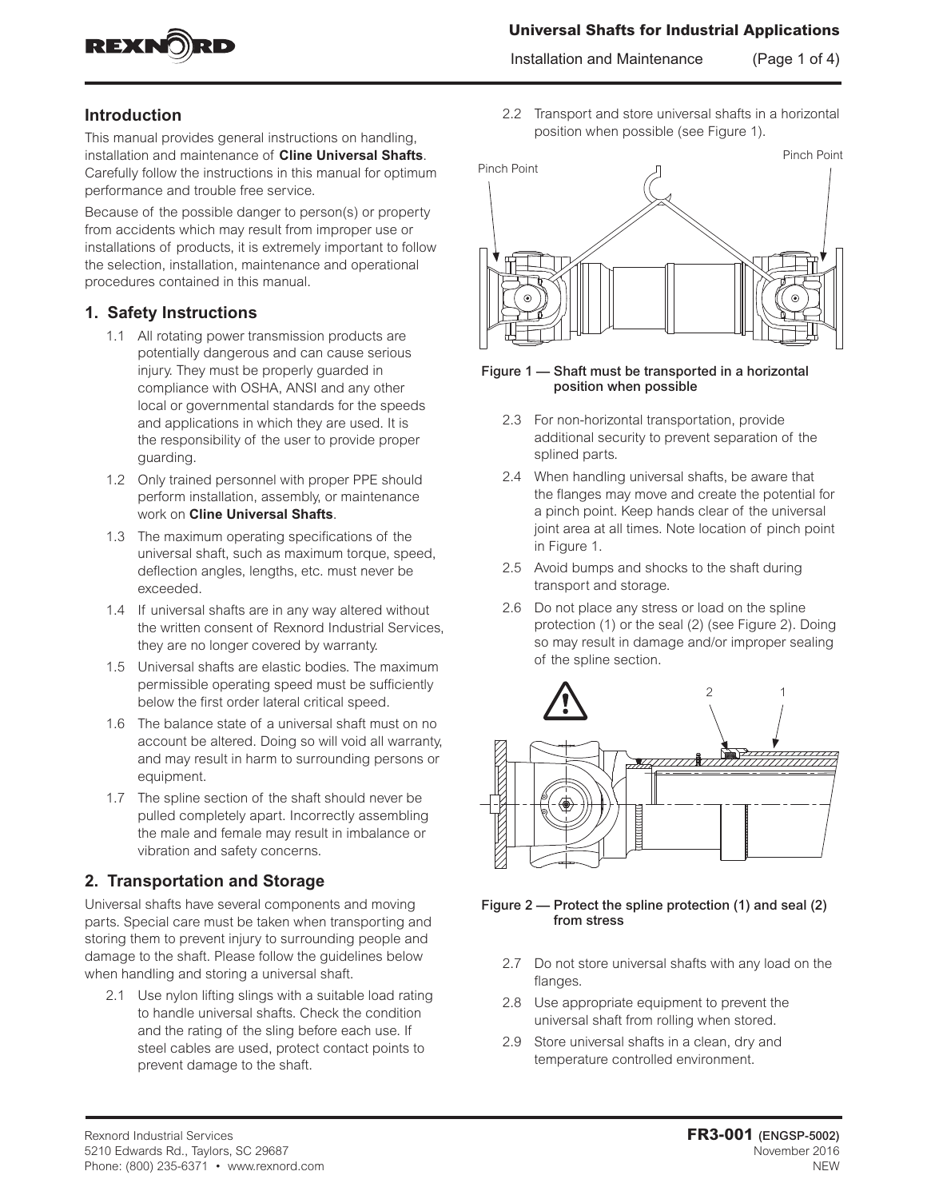## Introduction

This manual provides general instructions on handling, installation and maintenance of **Cline Universal Shafts**. Carefully follow the instructions in this manual for optimum performance and trouble free service.

Because of the possible danger to person(s) or property from accidents which may result from improper use or installations of products, it is extremely important to follow the selection, installation, maintenance and operational procedures contained in this manual.

## 1. Safety Instructions

1.1 All rotating power transmission products are potentially dangerous and can cause serious injury. They must be properly guarded in compliance with OSHA, ANSI and any other local or governmental standards for the speeds and applications in which they are used. It is the responsibility of the user to provide proper guarding.

1.2 Only trained personnel with proper PPE should perform installation, assembly, or maintenance work on **Cline Universal Shafts**.

1.3 The maximum operating specifications of the universal shaft, such as maximum torque, speed, deflection angles, lengths, etc. must never be exceeded.

1.4 If universal shafts are in any way altered without the written consent of Rexnord Industrial Services, they are no longer covered by warranty.

1.5 Universal shafts are elastic bodies. The maximum permissible operating speed must be sufficiently below the first order lateral critical speed.

1.6 The balance state of a universal shaft must on no account be altered. Doing so will void all warranty, and may result in harm to surrounding persons or equipment.

1.7 The spline section of the shaft should never be pulled completely apart. Incorrectly assembling the male and female may result in imbalance or vibration and safety concerns.

## 2. Transportation and Storage

Universal shafts have several components and moving parts. Special care must be taken when transporting and storing them to prevent injury to surrounding people and damage to the shaft. Please follow the guidelines below when handling and storing a universal shaft.

2.1 Use nylon lifting slings with a suitable load rating to handle universal shafts. Check the condition and the rating of the sling before each use. If steel cables are used, protect contact points to prevent damage to the shaft.

2.2 Transport and store universal shafts in a horizontal position when possible (see Figure 1).

**Figure 1 — Shaft must be transported in a horizontal position when possible**

2.3 For non-horizontal transportation, provide additional security to prevent separation of the splined parts.

2.4 When handling universal shafts, be aware that the flanges may move and create the potential for a pinch point. Keep hands clear of the universal joint area at all times. Note location of pinch point in Figure 1.

2.5 Avoid bumps and shocks to the shaft during transport and storage.

2.6 Do not place any stress or load on the spline protection (1) or the seal (2) (see Figure 2). Doing so may result in damage and/or improper sealing of the spline section.

**Figure 2 — Protect the spline protection (1) and seal (2) from stress**

2.7 Do not store universal shafts with any load on the flanges.

2.8 Use appropriate equipment to prevent the universal shaft from rolling when stored.

2.9 Store universal shafts in a clean, dry and temperature controlled environment.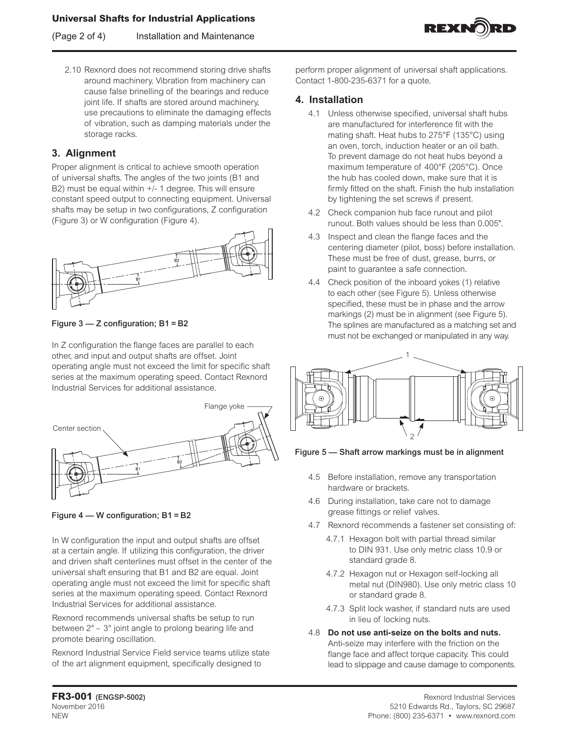2.10 Rexnord does not recommend storing drive shafts around machinery. Vibration from machinery can cause false brinelling of the bearings and reduce joint life. If shafts are stored around machinery, use precautions to eliminate the damaging effects of vibration, such as damping materials under the storage racks.

## 3. Alignment

Proper alignment is critical to achieve smooth operation of universal shafts. The angles of the two joints (B1 and B2) must be equal within +/- 1 degree. This will ensure constant speed output to connecting equipment. Universal shafts may be setup in two configurations, Z configuration (Figure 3) or W configuration (Figure 4).

**Figure 3 — Z configuration; B1 = B2**

In Z configuration the flange faces are parallel to each other, and input and output shafts are offset. Joint operating angle must not exceed the limit for specific shaft series at the maximum operating speed. Contact Rexnord Industrial Services for additional assistance.

**Figure 4 — W configuration; B1 = B2**

In W configuration the input and output shafts are offset at a certain angle. If utilizing this configuration, the driver and driven shaft centerlines must offset in the center of the universal shaft ensuring that B1 and B2 are equal. Joint operating angle must not exceed the limit for specific shaft series at the maximum operating speed. Contact Rexnord Industrial Services for additional assistance.

Rexnord recommends universal shafts be setup to run between 2° – 3° joint angle to prolong bearing life and promote bearing oscillation.

Rexnord Industrial Service Field service teams utilize state of the art alignment equipment, specifically designed to perform proper alignment of universal shaft applications. Contact 1-800-235-6371 for a quote.

## 4. Installation

4.1 Unless otherwise specified, universal shaft hubs are manufactured for interference fit with the mating shaft. Heat hubs to 275°F (135°C) using an oven, torch, induction heater or an oil bath. To prevent damage do not heat hubs beyond a maximum temperature of 400°F (205°C). Once the hub has cooled down, make sure that it is firmly fitted on the shaft. Finish the hub installation by tightening the set screws if present.

4.2 Check companion hub face runout and pilot runout. Both values should be less than 0.005".

4.3 Inspect and clean the flange faces and the centering diameter (pilot, boss) before installation. These must be free of dust, grease, burrs, or paint to guarantee a safe connection.

4.4 Check position of the inboard yokes (1) relative to each other (see Figure 5). Unless otherwise specified, these must be in phase and the arrow markings (2) must be in alignment (see Figure 5). The splines are manufactured as a matching set and must not be exchanged or manipulated in any way.

**Figure 5 — Shaft arrow markings must be in alignment**

4.5 Before installation, remove any transportation hardware or brackets.

4.6 During installation, take care not to damage grease fittings or relief valves.

4.7 Rexnord recommends a fastener set consisting of:

4.7.1 Hexagon bolt with partial thread similar to DIN 931. Use only metric class 10.9 or standard grade 8.

4.7.2 Hexagon nut or Hexagon self-locking all metal nut (DIN980). Use only metric class 10 or standard grade 8.

4.7.3 Split lock washer, if standard nuts are used in lieu of locking nuts.

4.8 **Do not use anti-seize on the bolts and nuts.** Anti-seize may interfere with the friction on the flange face and affect torque capacity. This could lead to slippage and cause damage to components.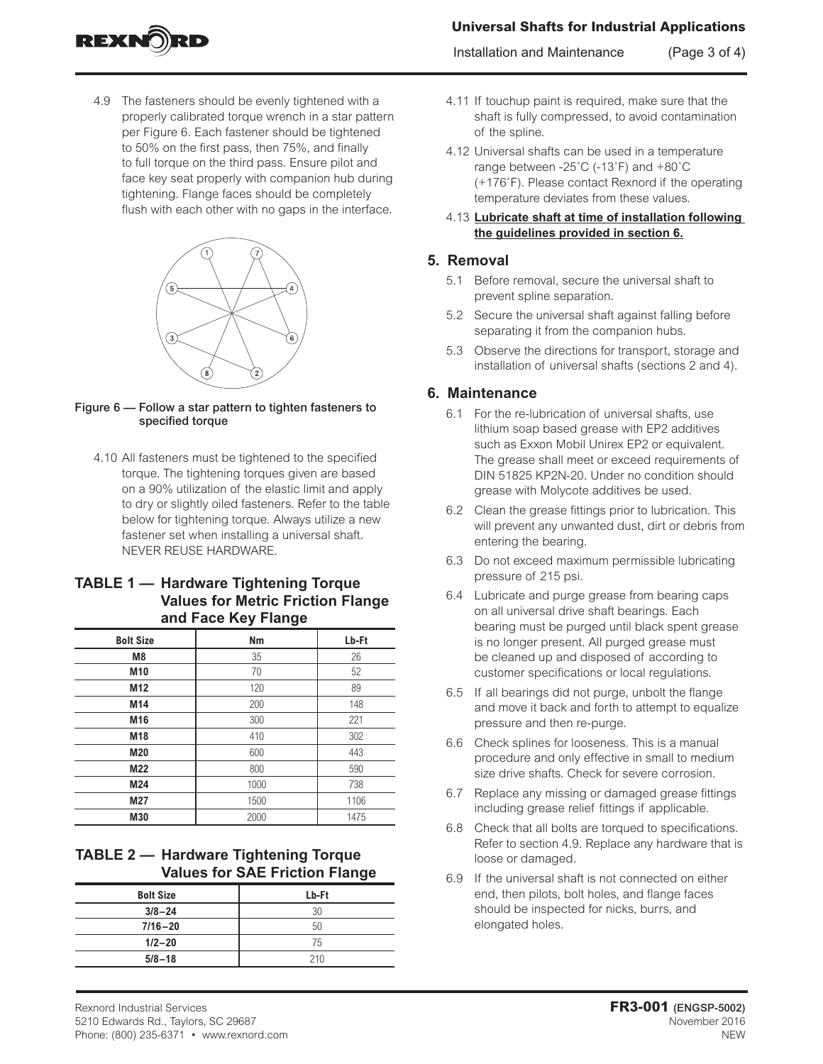4.9 The fasteners should be evenly tightened with a properly calibrated torque wrench in a star pattern per Figure 6. Each fastener should be tightened to 50% on the first pass, then 75%, and finally to full torque on the third pass. Ensure pilot and face key seat properly with companion hub during tightening. Flange faces should be completely flush with each other with no gaps in the interface.

Figure 6 — Follow a star pattern to tighten fasteners to specified torque

4.10 All fasteners must be tightened to the specified torque. The tightening torques given are based on a 90% utilization of the elastic limit and apply to dry or slightly oiled fasteners. Refer to the table below for tightening torque. Always utilize a new fastener set when installing a universal shaft. NEVER REUSE HARDWARE.

### TABLE 1 — Hardware Tightening Torque Values for Metric Friction Flange and Face Key Flange

| Bolt Size | Nm | Lb-Ft |
|---|---|---|
| M8 | 35 | 26 |
| M10 | 70 | 52 |
| M12 | 120 | 89 |
| M14 | 200 | 148 |
| M16 | 300 | 221 |
| M18 | 410 | 302 |
| M20 | 600 | 443 |
| M22 | 800 | 590 |
| M24 | 1000 | 738 |
| M27 | 1500 | 1106 |
| M30 | 2000 | 1475 |

### TABLE 2 — Hardware Tightening Torque Values for SAE Friction Flange

| Bolt Size | Lb-Ft |
|---|---|
| 3/8–24 | 30 |
| 7/16–20 | 50 |
| 1/2–20 | 75 |
| 5/8–18 | 210 |

4.11 If touchup paint is required, make sure that the shaft is fully compressed, to avoid contamination of the spline.

4.12 Universal shafts can be used in a temperature range between -25˚C (-13˚F) and +80˚C (+176˚F). Please contact Rexnord if the operating temperature deviates from these values.

4.13 **Lubricate shaft at time of installation following the guidelines provided in section 6.**

## 5. Removal

5.1 Before removal, secure the universal shaft to prevent spline separation.

5.2 Secure the universal shaft against falling before separating it from the companion hubs.

5.3 Observe the directions for transport, storage and installation of universal shafts (sections 2 and 4).

## 6. Maintenance

6.1 For the re-lubrication of universal shafts, use lithium soap based grease with EP2 additives such as Exxon Mobil Unirex EP2 or equivalent. The grease shall meet or exceed requirements of DIN 51825 KP2N-20. Under no condition should grease with Molycote additives be used.

6.2 Clean the grease fittings prior to lubrication. This will prevent any unwanted dust, dirt or debris from entering the bearing.

6.3 Do not exceed maximum permissible lubricating pressure of 215 psi.

6.4 Lubricate and purge grease from bearing caps on all universal drive shaft bearings. Each bearing must be purged until black spent grease is no longer present. All purged grease must be cleaned up and disposed of according to customer specifications or local regulations.

6.5 If all bearings did not purge, unbolt the flange and move it back and forth to attempt to equalize pressure and then re-purge.

6.6 Check splines for looseness. This is a manual procedure and only effective in small to medium size drive shafts. Check for severe corrosion.

6.7 Replace any missing or damaged grease fittings including grease relief fittings if applicable.

6.8 Check that all bolts are torqued to specifications. Refer to section 4.9. Replace any hardware that is loose or damaged.

6.9 If the universal shaft is not connected on either end, then pilots, bolt holes, and flange faces should be inspected for nicks, burrs, and elongated holes.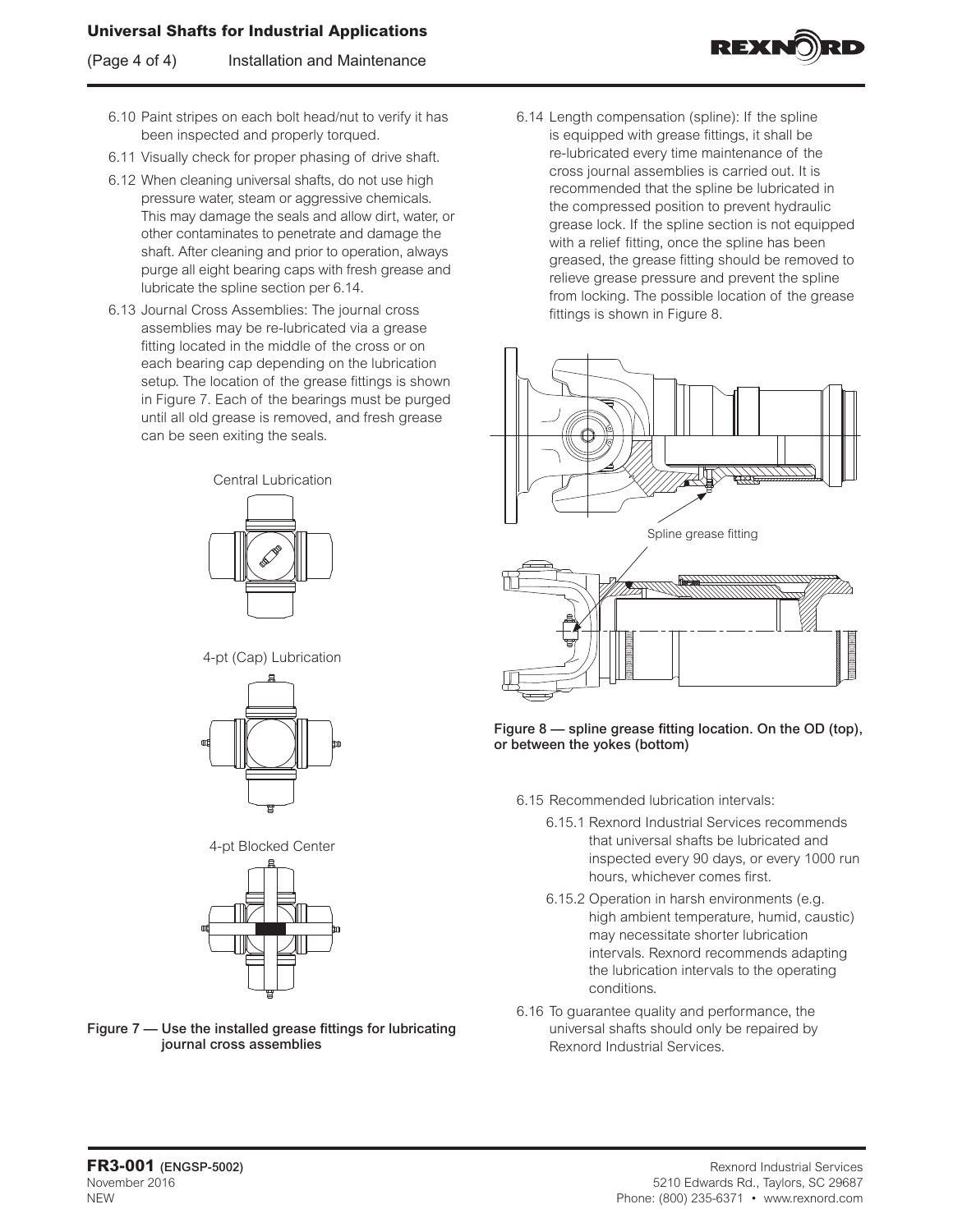6.10 Paint stripes on each bolt head/nut to verify it has been inspected and properly torqued.

6.11 Visually check for proper phasing of drive shaft.

6.12 When cleaning universal shafts, do not use high pressure water, steam or aggressive chemicals. This may damage the seals and allow dirt, water, or other contaminates to penetrate and damage the shaft. After cleaning and prior to operation, always purge all eight bearing caps with fresh grease and lubricate the spline section per 6.14.

6.13 Journal Cross Assemblies: The journal cross assemblies may be re-lubricated via a grease fitting located in the middle of the cross or on each bearing cap depending on the lubrication setup. The location of the grease fittings is shown in Figure 7. Each of the bearings must be purged until all old grease is removed, and fresh grease can be seen exiting the seals.

Central Lubrication

4-pt (Cap) Lubrication

4-pt Blocked Center

**Figure 7 — Use the installed grease fittings for lubricating journal cross assemblies**

6.14 Length compensation (spline): If the spline is equipped with grease fittings, it shall be re-lubricated every time maintenance of the cross journal assemblies is carried out. It is recommended that the spline be lubricated in the compressed position to prevent hydraulic grease lock. If the spline section is not equipped with a relief fitting, once the spline has been greased, the grease fitting should be removed to relieve grease pressure and prevent the spline from locking. The possible location of the grease fittings is shown in Figure 8.

Spline grease fitting

**Figure 8 — spline grease fitting location. On the OD (top), or between the yokes (bottom)**

6.15 Recommended lubrication intervals:

6.15.1 Rexnord Industrial Services recommends that universal shafts be lubricated and inspected every 90 days, or every 1000 run hours, whichever comes first.

6.15.2 Operation in harsh environments (e.g. high ambient temperature, humid, caustic) may necessitate shorter lubrication intervals. Rexnord recommends adapting the lubrication intervals to the operating conditions.

6.16 To guarantee quality and performance, the universal shafts should only be repaired by Rexnord Industrial Services.